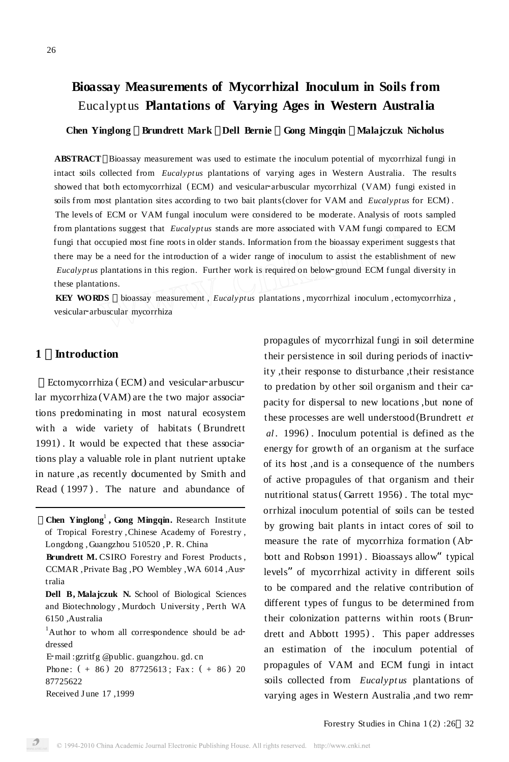# Bioassay Measurements of Mycorrhizal Inoculum in Soils from *Eucalyptus* Plantations of Varying Ages in Western Australia

**Chen Yinglong，Brundrett Mark，Dell Bernie，Gong Mingqin，Malajczuk Nicholus**

**ABSTRACT**：Bioassay measurement was used to estimate the inoculum potential of mycorrhizal fungi in intact soils collected from *Eucalyptus* plantations of varying ages in Western Australia. The results showed that both ectomycorrhizal (ECM) and vesicular-arbuscular mycorrhizal (VAM) fungi existed in soils from most plantation sites according to two bait plants (clover for VAM and *Eucalyptus* for ECM). The levels of ECM or VAM fungal inoculum were considered to be moderate. Analysis of roots sampled from plantations suggest that *Eucalyptus* stands are more associated with VAM fungi compared to ECM fungi that occupied most fine roots in older stands. Information from the bioassay experiment suggests that there may be a need for the introduction of a wider range of inoculum to assist the establishment of new *Eucalyptus* plantations in this region. Further work is required on below-ground ECM fungal diversity in these plantations.

**KEY WORDS**：bioassay measurement, *Eucalyptus* plantations, mycorrhizal inoculum, ectomycorrhiza, vesicular-arbuscular mycorrhiza

## 1　Introduction

Ectomycorrhiza (ECM) and vesicular-arbuscular mycorrhiza (VAM) are the two major associations predominating in most natural ecosystem with a wide variety of habitats (Brundrett 1991). It would be expected that these associations play a valuable role in plant nutrient uptake in nature, as recently documented by Smith and Read (1997). The nature and abundance of propagules of mycorrhizal fungi in soil determine their persistence in soil during periods of inactivity, their response to disturbance, their resistance to predation by other soil organism and their capacity for dispersal to new locations, but none of these processes are well understood (Brundrett *et al*. 1996). Inoculum potential is defined as the energy for growth of an organism at the surface of its host, and is a consequence of the numbers of active propagules of that organism and their nutritional status (Garrett 1956). The total mycorrhizal inoculum potential of soils can be tested by growing bait plants in intact cores of soil to measure the rate of mycorrhiza formation (Abbott and Robson 1991). Bioassays allow "typical levels" of mycorrhizal activity in different soils to be compared and the relative contribution of different types of fungus to be determined from their colonization patterns within roots (Brundrett and Abbott 1995). This paper addresses an estimation of the inoculum potential of propagules of VAM and ECM fungi in intact soils collected from *Eucalyptus* plantations of varying ages in Western Australia, and two rem-

**Chen Yinglong**[1]**, Gong Mingqin.** Research Institute of Tropical Forestry, Chinese Academy of Forestry, Longdong, Guangzhou 510520, P. R. China

**Brundrett M.** CSIRO Forestry and Forest Products, CCMAR, Private Bag, PO Wembley, WA 6014, Australia

**Dell B, Malajczuk N.** School of Biological Sciences and Biotechnology, Murdoch University, Perth WA 6150, Australia

[1]Author to whom all correspondence should be addressed

E-mail: gzritfg@public.guangzhou.gd.cn

Phone: (+86) 20 87725613; Fax: (+86) 20 87725622

Received June 17, 1999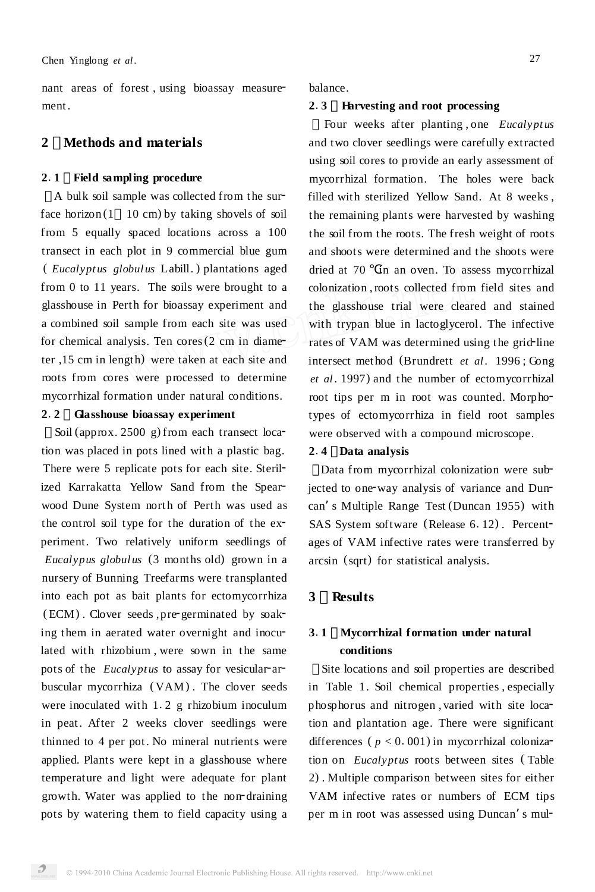nant areas of forest, using bioassay measurement.

## 2 Methods and materials

### 2.1 Field sampling procedure

A bulk soil sample was collected from the surface horizon (1–10 cm) by taking shovels of soil from 5 equally spaced locations across a 100 transect in each plot in 9 commercial blue gum (*Eucalyptus globulus* Labill.) plantations aged from 0 to 11 years. The soils were brought to a glasshouse in Perth for bioassay experiment and a combined soil sample from each site was used for chemical analysis. Ten cores (2 cm in diameter, 15 cm in length) were taken at each site and roots from cores were processed to determine mycorrhizal formation under natural conditions.

### 2.2 Glasshouse bioassay experiment

Soil (approx. 2500 g) from each transect location was placed in pots lined with a plastic bag. There were 5 replicate pots for each site. Sterilized Karrakatta Yellow Sand from the Spearwood Dune System north of Perth was used as the control soil type for the duration of the experiment. Two relatively uniform seedlings of *Eucalypus globulus* (3 months old) grown in a nursery of Bunning Treefarms were transplanted into each pot as bait plants for ectomycorrhiza (ECM). Clover seeds, pre-germinated by soaking them in aerated water overnight and inoculated with rhizobium, were sown in the same pots of the *Eucalyptus* to assay for vesicular-arbuscular mycorrhiza (VAM). The clover seeds were inoculated with 1.2 g rhizobium inoculum in peat. After 2 weeks clover seedlings were thinned to 4 per pot. No mineral nutrients were applied. Plants were kept in a glasshouse where temperature and light were adequate for plant growth. Water was applied to the non-draining pots by watering them to field capacity using a balance.

### 2.3 Harvesting and root processing

Four weeks after planting, one *Eucalyptus* and two clover seedlings were carefully extracted using soil cores to provide an early assessment of mycorrhizal formation. The holes were back filled with sterilized Yellow Sand. At 8 weeks, the remaining plants were harvested by washing the soil from the roots. The fresh weight of roots and shoots were determined and the shoots were dried at 70 ℃ in an oven. To assess mycorrhizal colonization, roots collected from field sites and the glasshouse trial were cleared and stained with trypan blue in lactoglycerol. The infective rates of VAM was determined using the grid-line intersect method (Brundrett *et al*. 1996; Gong *et al*. 1997) and the number of ectomycorrhizal root tips per m in root was counted. Morphotypes of ectomycorrhiza in field root samples were observed with a compound microscope.

### 2.4 Data analysis

Data from mycorrhizal colonization were subjected to one-way analysis of variance and Duncan's Multiple Range Test (Duncan 1955) with SAS System software (Release 6.12). Percentages of VAM infective rates were transferred by arcsin (sqrt) for statistical analysis.

## 3 Results

### 3.1 Mycorrhizal formation under natural conditions

Site locations and soil properties are described in Table 1. Soil chemical properties, especially phosphorus and nitrogen, varied with site location and plantation age. There were significant differences ($p < 0.001$) in mycorrhizal colonization on *Eucalyptus* roots between sites (Table 2). Multiple comparison between sites for either VAM infective rates or numbers of ECM tips per m in root was assessed using Duncan's mul-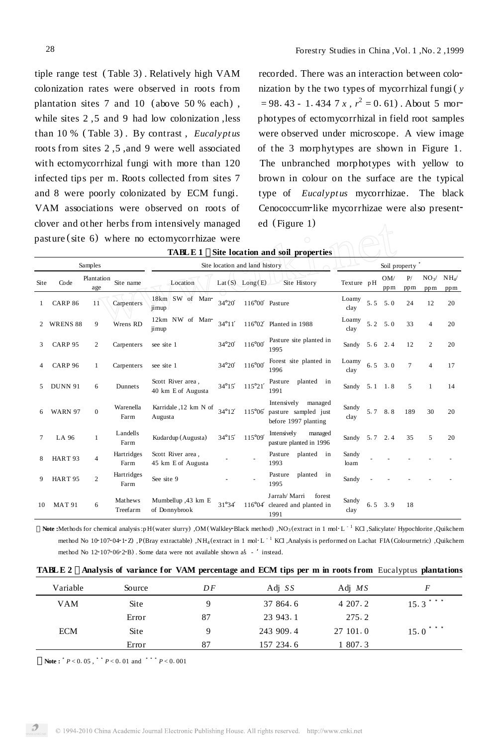tiple range test (Table 3). Relatively high VAM colonization rates were observed in roots from plantation sites 7 and 10 (above 50 % each), while sites 2, 5 and 9 had low colonization, less than 10 % (Table 3). By contrast, *Eucalyptus* roots from sites 2, 5, and 9 were well associated with ectomycorrhizal fungi with more than 120 infected tips per m. Roots collected from sites 7 and 8 were poorly colonized by ECM fungi. VAM associations were observed on roots of clover and other herbs from intensively managed pasture (site 6) where no ectomycorrhizae were recorded. There was an interaction between colonization by the two types of mycorrhizal fungi ($y = 98.43 - 1.4347x$, $r^2 = 0.61$). About 5 morphotypes of ectomycorrhizal in field root samples were observed under microscope. A view image of the 3 morphytypes are shown in Figure 1. The unbranched morphotypes with yellow to brown in colour on the surface are the typical type of *Eucalyptus* mycorrhizae. The black Cenococcum-like mycorrhizae were also presented (Figure 1)

**TABLE 1  Site location and soil properties**

| Samples | | | | Site location and land history | | | | Soil property * | | | | | | |
|---|---|---|---|---|---|---|---|---|---|---|---|---|---|---|
| Site | Code | Plantation age | Site name | Location | Lat (S) | Long (E) | Site History | Texture | pH | OM/ppm | P/ppm | $NO_3$/ppm | $NH_4$/ppm |
| 1 | CARP 86 | 11 | Carpenters | 18km SW of Manjimup | 34°20′ | 116°00′ | Pasture | Loamy clay | 5.5 | 5.0 | 24 | 12 | 20 |
| 2 | WRENS 88 | 9 | Wrens RD | 12km NW of Manjimup | 34°11′ | 116°02′ | Planted in 1988 | Loamy clay | 5.2 | 5.0 | 33 | 4 | 20 |
| 3 | CARP 95 | 2 | Carpenters | see site 1 | 34°20′ | 116°00′ | Pasture site planted in 1995 | Sandy | 5.6 | 2.4 | 12 | 2 | 20 |
| 4 | CARP 96 | 1 | Carpenters | see site 1 | 34°20′ | 116°00′ | Forest site planted in 1996 | Loamy clay | 6.5 | 3.0 | 7 | 4 | 17 |
| 5 | DUNN 91 | 6 | Dunnets | Scott River area, 40 km E of Augusta | 34°15′ | 115°21′ | Pasture planted in 1991 | Sandy | 5.1 | 1.8 | 5 | 1 | 14 |
| 6 | WARN 97 | 0 | Warenella Farm | Karridale, 12 km N of Augusta | 34°12′ | 115°06′ | Intensively managed pasture sampled just before 1997 planting | Sandy clay | 5.7 | 8.8 | 189 | 30 | 20 |
| 7 | LA 96 | 1 | Landells Farm | Kudardup (Augusta) | 34°15′ | 115°09′ | Intensively managed pasture planted in 1996 | Sandy | 5.7 | 2.4 | 35 | 5 | 20 |
| 8 | HART 93 | 4 | Hartridges Farm | Scott River area, 45 km E of Augusta | - | - | Pasture planted in 1993 | Sandy loam | - | - | - | - | - |
| 9 | HART 95 | 2 | Hartridges Farm | See site 9 | - | - | Pasture planted in 1995 | Sandy | - | - | - | - | - |
| 10 | MAT 91 | 6 | Mathews Treefarm | Mumbellup, 43 km E of Donnybrook | 31°34′ | 116°04′ | Jarrah/Marri forest cleared and planted in 1991 | Sandy clay | 6.5 | 3.9 | 18 | | |

* Note: Methods for chemical analysis: pH (water slurry), OM (Walkley-Black method), $NO_3$ (extract in 1 mol·$L^{-1}$ KCl, Salicylate/Hypochlorite, Quikchem method No 10-107-04-1-Z), P (Bray extractable), $NH_4$ (extract in 1 mol·$L^{-1}$ KCl, Analysis is performed on Lachat FIA (Colourmetric), Quikchem method No 12-107-06-2-B). Some data were not available shown as '-' instead.

**TABLE 2  Analysis of variance for VAM percentage and ECM tips per m in roots from** Eucalyptus **plantations**

| Variable | Source | *DF* | Adj *SS* | Adj *MS* | *F* |
|---|---|---|---|---|---|
| VAM | Site | 9 | 37 864.6 | 4 207.2 | 15.3 *** |
| | Error | 87 | 23 943.1 | 275.2 | |
| ECM | Site | 9 | 243 909.4 | 27 101.0 | 15.0 *** |
| | Error | 87 | 157 234.6 | 1 807.3 | |

Note: * $P < 0.05$, ** $P < 0.01$ and *** $P < 0.001$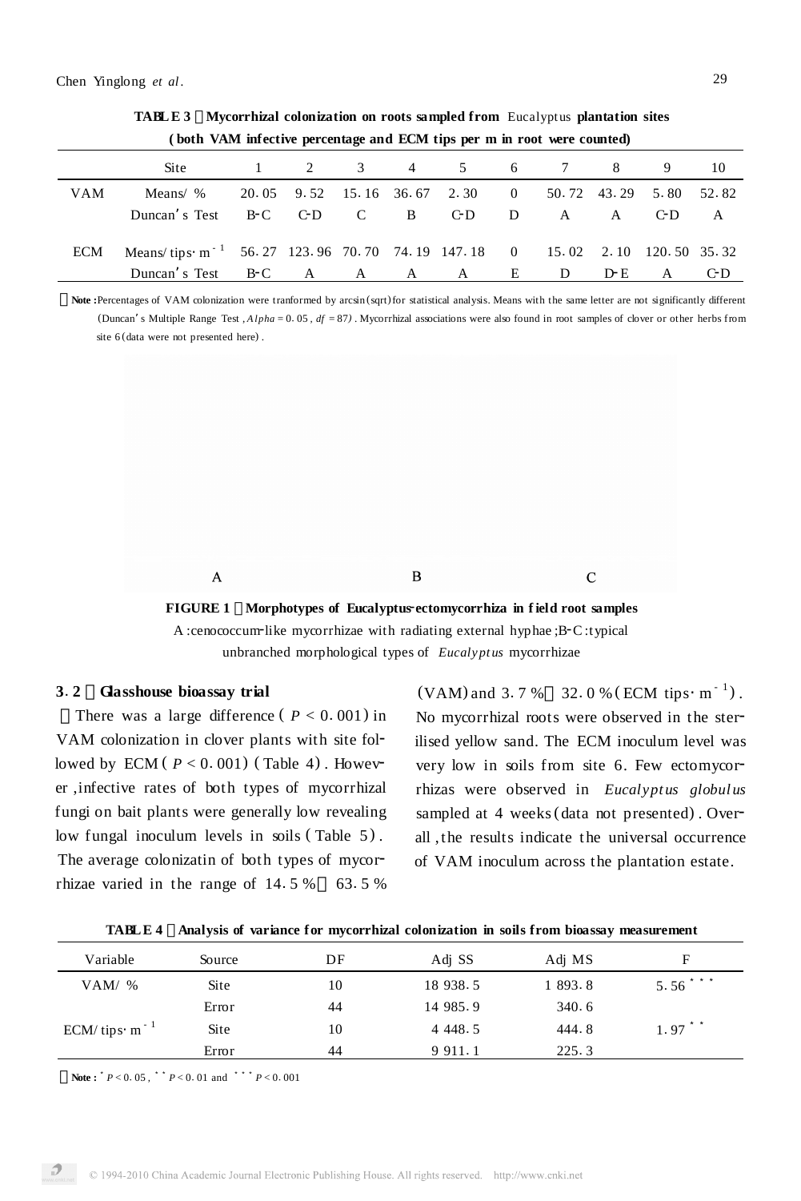**TABLE 3 Mycorrhizal colonization on roots sampled from** Eucalyptus **plantation sites (both VAM infective percentage and ECM tips per m in root were counted)**

| | Site | 1 | 2 | 3 | 4 | 5 | 6 | 7 | 8 | 9 | 10 |
|---|---|---|---|---|---|---|---|---|---|---|---|
| VAM | Means/ % | 20.05 | 9.52 | 15.16 | 36.67 | 2.30 | 0 | 50.72 | 43.29 | 5.80 | 52.82 |
| | Duncan's Test | B-C | C-D | C | B | C-D | D | A | A | C-D | A |
| ECM | Means/ tips·m$^{-1}$ | 56.27 | 123.96 | 70.70 | 74.19 | 147.18 | 0 | 15.02 | 2.10 | 120.50 | 35.32 |
| | Duncan's Test | B-C | A | A | A | A | E | D | D-E | A | C-D |

**Note:** Percentages of VAM colonization were tranformed by arcsin(sqrt) for statistical analysis. Means with the same letter are not significantly different (Duncan's Multiple Range Test, $Alpha = 0.05$, $df = 87$). Mycorrhizal associations were also found in root samples of clover or other herbs from site 6 (data were not presented here).

A B C

**FIGURE 1 Morphotypes of Eucalyptus-ectomycorrhiza in field root samples**
A: cenococcum-like mycorrhizae with radiating external hyphae; B-C: typical unbranched morphological types of *Eucalyptus* mycorrhizae

### 3.2 Glasshouse bioassay trial

There was a large difference ($P < 0.001$) in VAM colonization in clover plants with site followed by ECM ($P < 0.001$) (Table 4). However, infective rates of both types of mycorrhizal fungi on bait plants were generally low revealing low fungal inoculum levels in soils (Table 5). The average colonizatin of both types of mycorrhizae varied in the range of 14.5% 63.5% (VAM) and 3.7% 32.0% (ECM tips·m$^{-1}$). No mycorrhizal roots were observed in the sterilised yellow sand. The ECM inoculum level was very low in soils from site 6. Few ectomycorrhizas were observed in *Eucalyptus globulus* sampled at 4 weeks (data not presented). Overall, the results indicate the universal occurrence of VAM inoculum across the plantation estate.

**TABLE 4 Analysis of variance for mycorrhizal colonization in soils from bioassay measurement**

| Variable | Source | DF | Adj SS | Adj MS | F |
|---|---|---|---|---|---|
| VAM/ % | Site | 10 | 18 938.5 | 1 893.8 | 5.56*** |
| | Error | 44 | 14 985.9 | 340.6 | |
| ECM/ tips·m$^{-1}$ | Site | 10 | 4 448.5 | 444.8 | 1.97** |
| | Error | 44 | 9 911.1 | 225.3 | |

**Note:** * $P < 0.05$, ** $P < 0.01$ and *** $P < 0.001$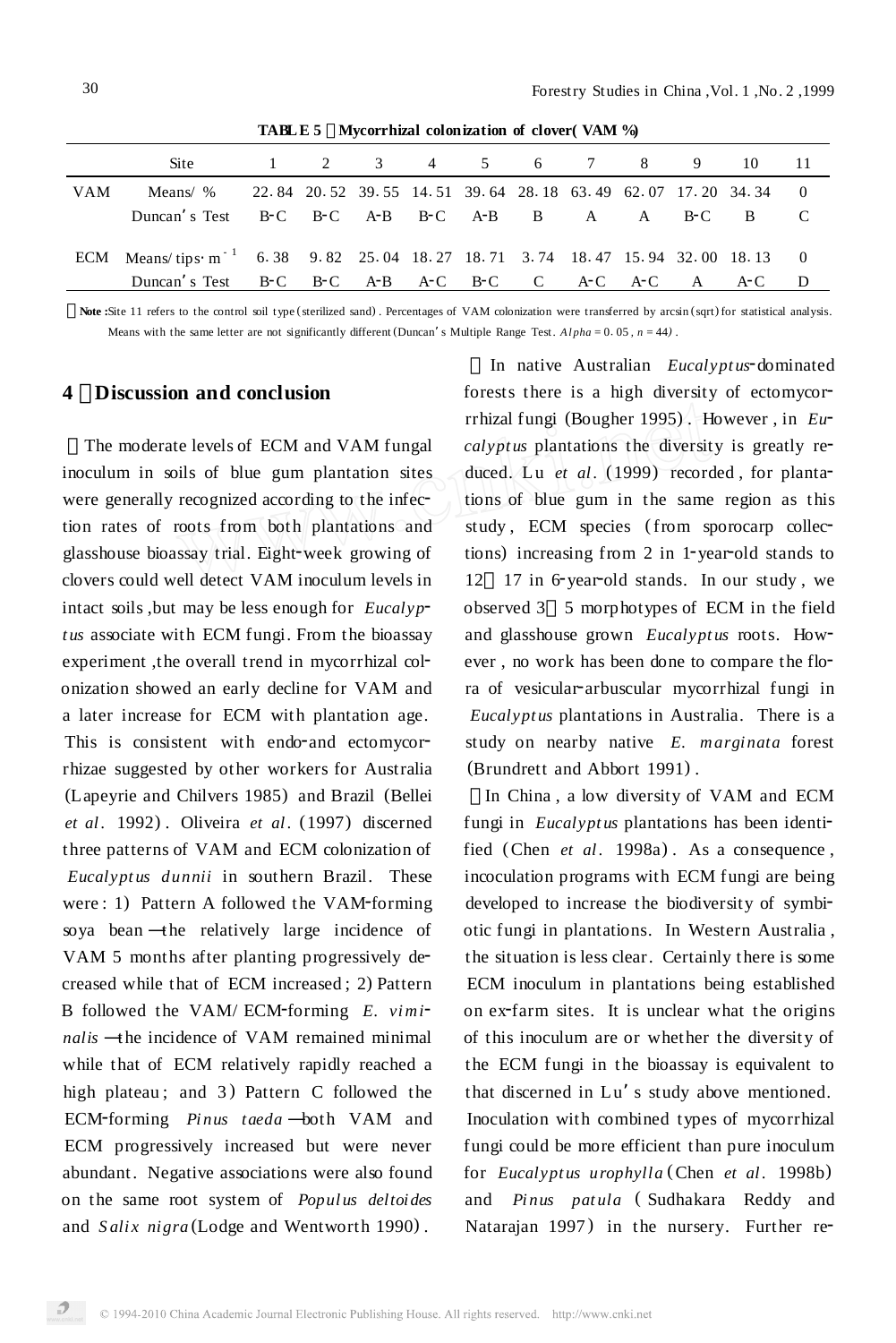**TABLE 5 Mycorrhizal colonization of clover( VAM %)**

| | Site | 1 | 2 | 3 | 4 | 5 | 6 | 7 | 8 | 9 | 10 | 11 |
|---|---|---|---|---|---|---|---|---|---|---|---|---|
| VAM | Means/ % | 22.84 | 20.52 | 39.55 | 14.51 | 39.64 | 28.18 | 63.49 | 62.07 | 17.20 | 34.34 | 0 |
| | Duncan's Test | B-C | B-C | A-B | B-C | A-B | B | A | A | B-C | B | C |
| ECM | Means/ tips·$m^{-1}$ | 6.38 | 9.82 | 25.04 | 18.27 | 18.71 | 3.74 | 18.47 | 15.94 | 32.00 | 18.13 | 0 |
| | Duncan's Test | B-C | B-C | A-B | A-C | B-C | C | A-C | A-C | A | A-C | D |

**Note:** Site 11 refers to the control soil type (sterilized sand). Percentages of VAM colonization were transferred by arcsin (sqrt) for statistical analysis. Means with the same letter are not significantly different (Duncan's Multiple Range Test. *Alpha* = 0.05, *n* = 44).

## 4 Discussion and conclusion

The moderate levels of ECM and VAM fungal inoculum in soils of blue gum plantation sites were generally recognized according to the infection rates of roots from both plantations and glasshouse bioassay trial. Eight-week growing of clovers could well detect VAM inoculum levels in intact soils, but may be less enough for *Eucalyptus* associate with ECM fungi. From the bioassay experiment, the overall trend in mycorrhizal colonization showed an early decline for VAM and a later increase for ECM with plantation age. This is consistent with endo-and ectomycorrhizae suggested by other workers for Australia (Lapeyrie and Chilvers 1985) and Brazil (Bellei *et al*. 1992). Oliveira *et al*. (1997) discerned three patterns of VAM and ECM colonization of *Eucalyptus dunnii* in southern Brazil. These were: 1) Pattern A followed the VAM-forming soya bean —the relatively large incidence of VAM 5 months after planting progressively decreased while that of ECM increased; 2) Pattern B followed the VAM/ ECM-forming *E. viminalis* —the incidence of VAM remained minimal while that of ECM relatively rapidly reached a high plateau; and 3) Pattern C followed the ECM-forming *Pinus taeda* —both VAM and ECM progressively increased but were never abundant. Negative associations were also found on the same root system of *Populus deltoides* and *Salix nigra* (Lodge and Wentworth 1990).

In native Australian *Eucalyptus*-dominated forests there is a high diversity of ectomycorrhizal fungi (Bougher 1995). However, in *Eucalyptus* plantations the diversity is greatly reduced. Lu *et al*. (1999) recorded, for plantations of blue gum in the same region as this study, ECM species (from sporocarp collections) increasing from 2 in 1-year-old stands to 12 17 in 6-year-old stands. In our study, we observed 3 5 morphotypes of ECM in the field and glasshouse grown *Eucalyptus* roots. However, no work has been done to compare the flora of vesicular-arbuscular mycorrhizal fungi in *Eucalyptus* plantations in Australia. There is a study on nearby native *E. marginata* forest (Brundrett and Abbort 1991).

In China, a low diversity of VAM and ECM fungi in *Eucalyptus* plantations has been identified (Chen *et al*. 1998a). As a consequence, incoculation programs with ECM fungi are being developed to increase the biodiversity of symbiotic fungi in plantations. In Western Australia, the situation is less clear. Certainly there is some ECM inoculum in plantations being established on ex-farm sites. It is unclear what the origins of this inoculum are or whether the diversity of the ECM fungi in the bioassay is equivalent to that discerned in Lu's study above mentioned. Inoculation with combined types of mycorrhizal fungi could be more efficient than pure inoculum for *Eucalyptus urophylla* (Chen *et al*. 1998b) and *Pinus patula* (Sudhakara Reddy and Natarajan 1997) in the nursery. Further re-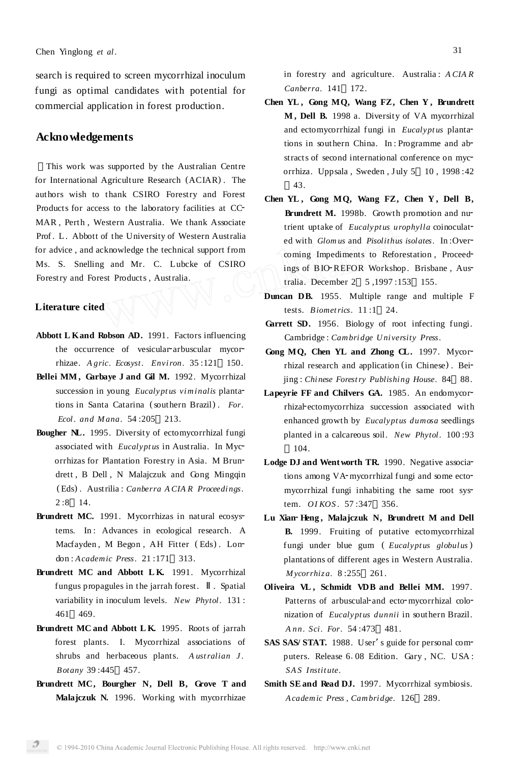search is required to screen mycorrhizal inoculum fungi as optimal candidates with potential for commercial application in forest production.

## Acknowledgements

This work was supported by the Australian Centre for International Agriculture Research (ACIAR). The authors wish to thank CSIRO Forestry and Forest Products for access to the laboratory facilities at CCMAR, Perth, Western Australia. We thank Associate Prof. L. Abbott of the University of Western Australia for advice, and acknowledge the technical support from Ms. S. Snelling and Mr. C. Lubcke of CSIRO Forestry and Forest Products, Australia.

## Literature cited

**Abbott L K and Robson AD.** 1991. Factors influencing the occurrence of vesicular-arbuscular mycorrhizae. *Agric. Ecosyst. Environ.* 35:121－150.

**Bellei MM, Garbaye J and Gil M.** 1992. Mycorrhizal succession in young *Eucalyptus viminalis* plantations in Santa Catarina (southern Brazil). *For. Ecol. and Mana.* 54:205－213.

**Bougher NL.** 1995. Diversity of ectomycorrhizal fungi associated with *Eucalyptus* in Australia. In Mycorrhizas for Plantation Forestry in Asia. M Brundrett, B Dell, N Malajczuk and Gong Mingqin (Eds). Austrilia: *Canberra ACIAR Proceedings.* 2:8－14.

**Brundrett MC.** 1991. Mycorrhizas in natural ecosystems. In: Advances in ecological research. A Macfayden, M Begon, AH Fitter (Eds). London: *Academic Press.* 21:171－313.

**Brundrett MC and Abbott L K.** 1991. Mycorrhizal fungus propagules in the jarrah forest. Ⅱ. Spatial variability in inoculum levels. *New Phytol.* 131: 461－469.

**Brundrett MC and Abbott L K.** 1995. Roots of jarrah forest plants. I. Mycorrhizal associations of shrubs and herbaceous plants. *Australian J. Botany* 39:445－457.

**Brundrett MC, Bourgher N, Dell B, Grove T and Malajczuk N.** 1996. Working with mycorrhizae in forestry and agriculture. Australia: *ACIAR Canberra.* 141－172.

**Chen YL, Gong MQ, Wang FZ, Chen Y, Brundrett M, Dell B.** 1998 a. Diversity of VA mycorrhizal and ectomycorrhizal fungi in *Eucalyptus* plantations in southern China. In: Programme and abstracts of second international conference on mycorrhiza. Uppsala, Sweden, July 5－10, 1998:42－43.

**Chen YL, Gong MQ, Wang FZ, Chen Y, Dell B, Brundrett M.** 1998b. Growth promotion and nutrient uptake of *Eucalyptus urophylla* coinoculated with *Glomus* and *Pisolithus isolates*. In: Overcoming Impediments to Reforestation, Proceedings of BIO-REFOR Workshop. Brisbane, Australia. December 2－5, 1997:153－155.

**Duncan DB.** 1955. Multiple range and multiple F tests. *Biometrics.* 11:1－24.

**Garrett SD.** 1956. Biology of root infecting fungi. Cambridge: *Cambridge University Press.*

**Gong MQ, Chen YL and Zhong CL.** 1997. Mycorrhizal research and application (in Chinese). Beijing: *Chinese Forestry Publishing House.* 84－88.

**Lapeyrie FF and Chilvers GA.** 1985. An endomycorrhizal-ectomycorrhiza succession associated with enhanced growth by *Eucalyptus dumosa* seedlings planted in a calcareous soil. *New Phytol.* 100:93－104.

**Lodge DJ and Wentworth TR.** 1990. Negative associations among VA-mycorrhizal fungi and some ectomycorrhizal fungi inhabiting the same root system. *OIKOS.* 57:347－356.

**Lu Xian-Heng, Malajczuk N, Brundrett M and Dell B.** 1999. Fruiting of putative ectomycorrhizal fungi under blue gum (*Eucalyptus globulus*) plantations of different ages in Western Australia. *Mycorrhiza.* 8:255－261.

**Oliveira VL, Schmidt VDB and Bellei MM.** 1997. Patterns of arbuscular-and ecto-mycorrhizal colonization of *Eucalyptus dunnii* in southern Brazil. *Ann. Sci. For.* 54:473－481.

**SAS SAS/STAT.** 1988. User's guide for personal computers. Release 6.08 Edition. Gary, NC. USA: *SAS Institute.*

**Smith SE and Read DJ.** 1997. Mycorrhizal symbiosis. *Academic Press, Cambridge.* 126－289.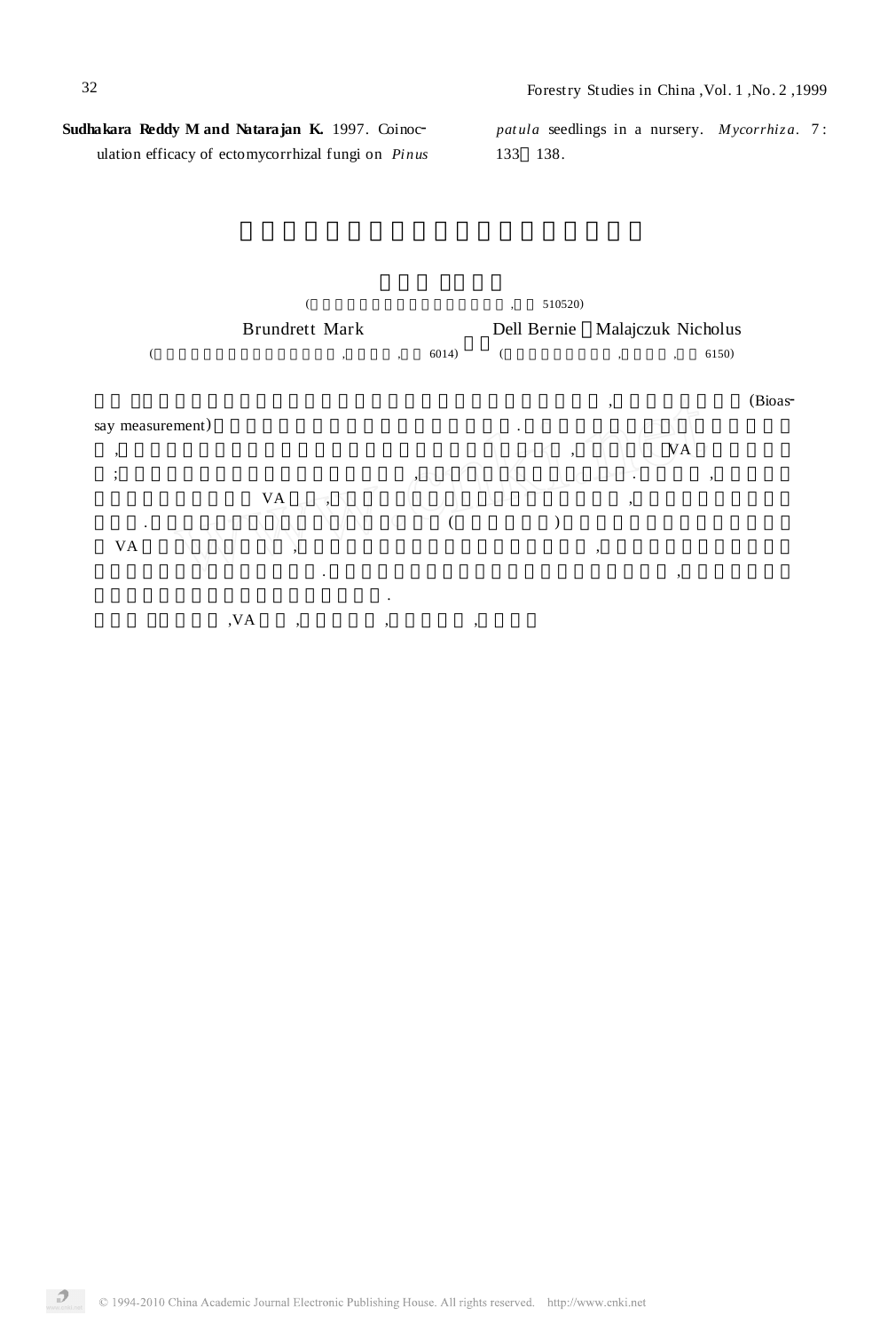**Sudhakara Reddy M and Natarajan K.** 1997. Coinoculation efficacy of ectomycorrhizal fungi on *Pinus patula* seedlings in a nursery. *Mycorrhiza*. 7: 133–138.

( , 510520)

Brundrett Mark Dell Bernie Malajczuk Nicholus

( , , 6014) ( , , 6150)

, (Bioassay measurement) . , , VA ; , . , VA , , . ( ) VA , , . , .

,VA , , ,